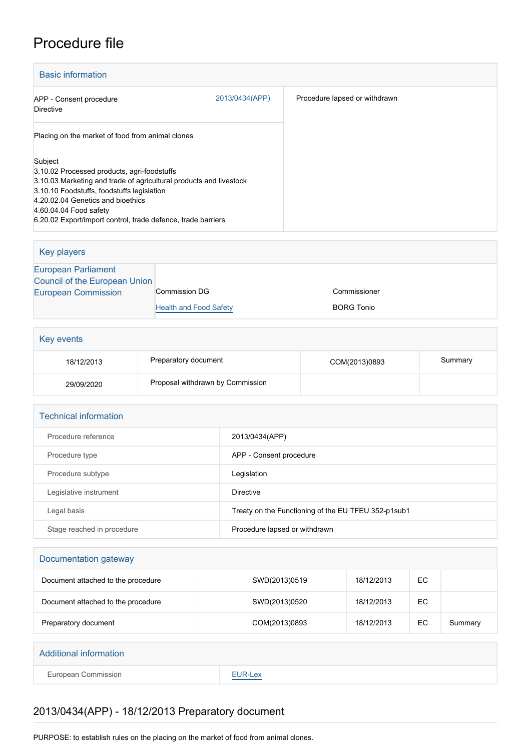# Procedure file

## Basic information

| | |
|---|---|
| APP - Consent procedure<br>Directive | 2013/0434(APP) |
| Placing on the market of food from animal clones<br><br>Subject<br>3.10.02 Processed products, agri-foodstuffs<br>3.10.03 Marketing and trade of agricultural products and livestock<br>3.10.10 Foodstuffs, foodstuffs legislation<br>4.20.02.04 Genetics and bioethics<br>4.60.04.04 Food safety<br>6.20.02 Export/import control, trade defence, trade barriers | Procedure lapsed or withdrawn |

## Key players

| | | |
|---|---|---|
| European Parliament | | |
| Council of the European Union | | |
| European Commission | Commission DG<br>Health and Food Safety | Commissioner<br>BORG Tonio |

## Key events

| | | | |
|---|---|---|---|
| 18/12/2013 | Preparatory document | COM(2013)0893 | Summary |
| 29/09/2020 | Proposal withdrawn by Commission | | |

## Technical information

| | |
|---|---|
| Procedure reference | 2013/0434(APP) |
| Procedure type | APP - Consent procedure |
| Procedure subtype | Legislation |
| Legislative instrument | Directive |
| Legal basis | Treaty on the Functioning of the EU TFEU 352-p1sub1 |
| Stage reached in procedure | Procedure lapsed or withdrawn |

## Documentation gateway

| | | | | | |
|---|---|---|---|---|---|
| Document attached to the procedure | | SWD(2013)0519 | 18/12/2013 | EC | |
| Document attached to the procedure | | SWD(2013)0520 | 18/12/2013 | EC | |
| Preparatory document | | COM(2013)0893 | 18/12/2013 | EC | Summary |

## Additional information

| | |
|---|---|
| European Commission | EUR-Lex |

## 2013/0434(APP) - 18/12/2013 Preparatory document

PURPOSE: to establish rules on the placing on the market of food from animal clones.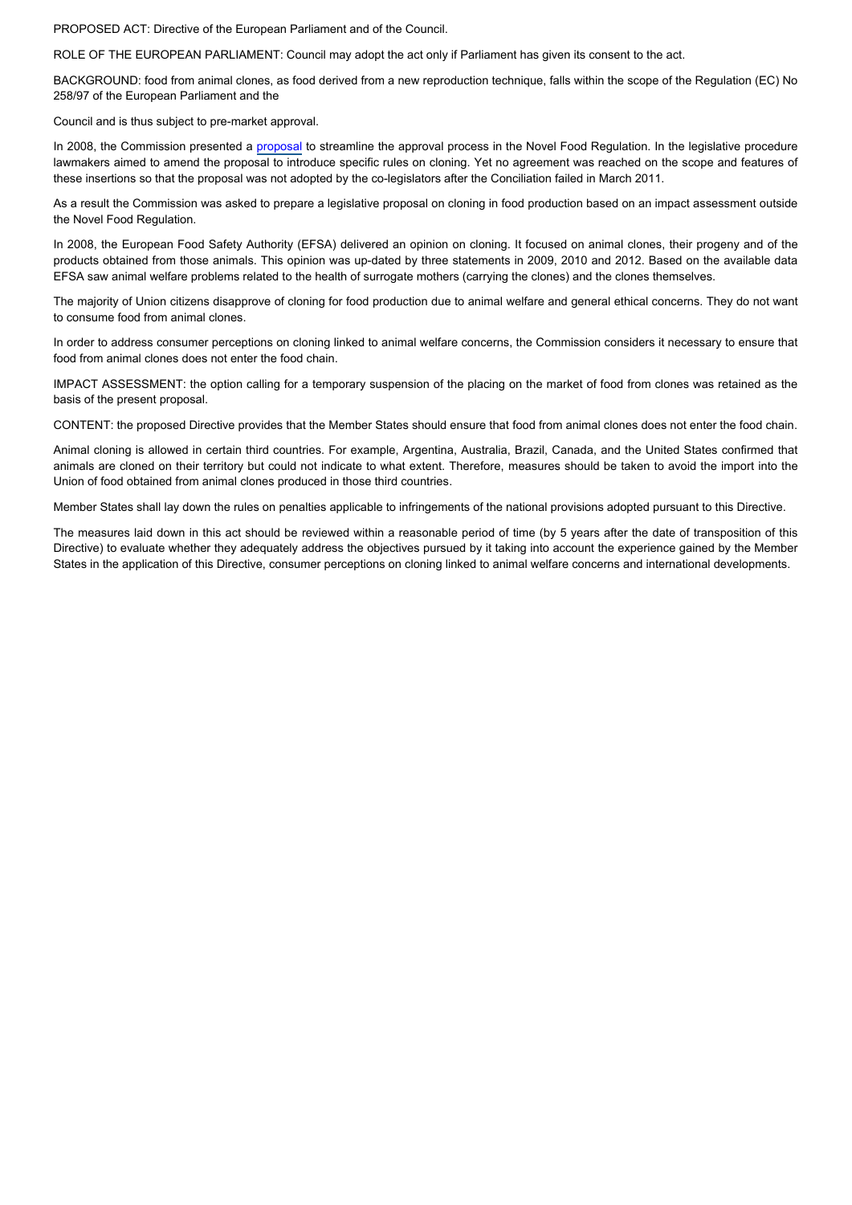PROPOSED ACT: Directive of the European Parliament and of the Council.

ROLE OF THE EUROPEAN PARLIAMENT: Council may adopt the act only if Parliament has given its consent to the act.

BACKGROUND: food from animal clones, as food derived from a new reproduction technique, falls within the scope of the Regulation (EC) No 258/97 of the European Parliament and the

Council and is thus subject to pre-market approval.

In 2008, the Commission presented a proposal to streamline the approval process in the Novel Food Regulation. In the legislative procedure lawmakers aimed to amend the proposal to introduce specific rules on cloning. Yet no agreement was reached on the scope and features of these insertions so that the proposal was not adopted by the co-legislators after the Conciliation failed in March 2011.

As a result the Commission was asked to prepare a legislative proposal on cloning in food production based on an impact assessment outside the Novel Food Regulation.

In 2008, the European Food Safety Authority (EFSA) delivered an opinion on cloning. It focused on animal clones, their progeny and of the products obtained from those animals. This opinion was up-dated by three statements in 2009, 2010 and 2012. Based on the available data EFSA saw animal welfare problems related to the health of surrogate mothers (carrying the clones) and the clones themselves.

The majority of Union citizens disapprove of cloning for food production due to animal welfare and general ethical concerns. They do not want to consume food from animal clones.

In order to address consumer perceptions on cloning linked to animal welfare concerns, the Commission considers it necessary to ensure that food from animal clones does not enter the food chain.

IMPACT ASSESSMENT: the option calling for a temporary suspension of the placing on the market of food from clones was retained as the basis of the present proposal.

CONTENT: the proposed Directive provides that the Member States should ensure that food from animal clones does not enter the food chain.

Animal cloning is allowed in certain third countries. For example, Argentina, Australia, Brazil, Canada, and the United States confirmed that animals are cloned on their territory but could not indicate to what extent. Therefore, measures should be taken to avoid the import into the Union of food obtained from animal clones produced in those third countries.

Member States shall lay down the rules on penalties applicable to infringements of the national provisions adopted pursuant to this Directive.

The measures laid down in this act should be reviewed within a reasonable period of time (by 5 years after the date of transposition of this Directive) to evaluate whether they adequately address the objectives pursued by it taking into account the experience gained by the Member States in the application of this Directive, consumer perceptions on cloning linked to animal welfare concerns and international developments.